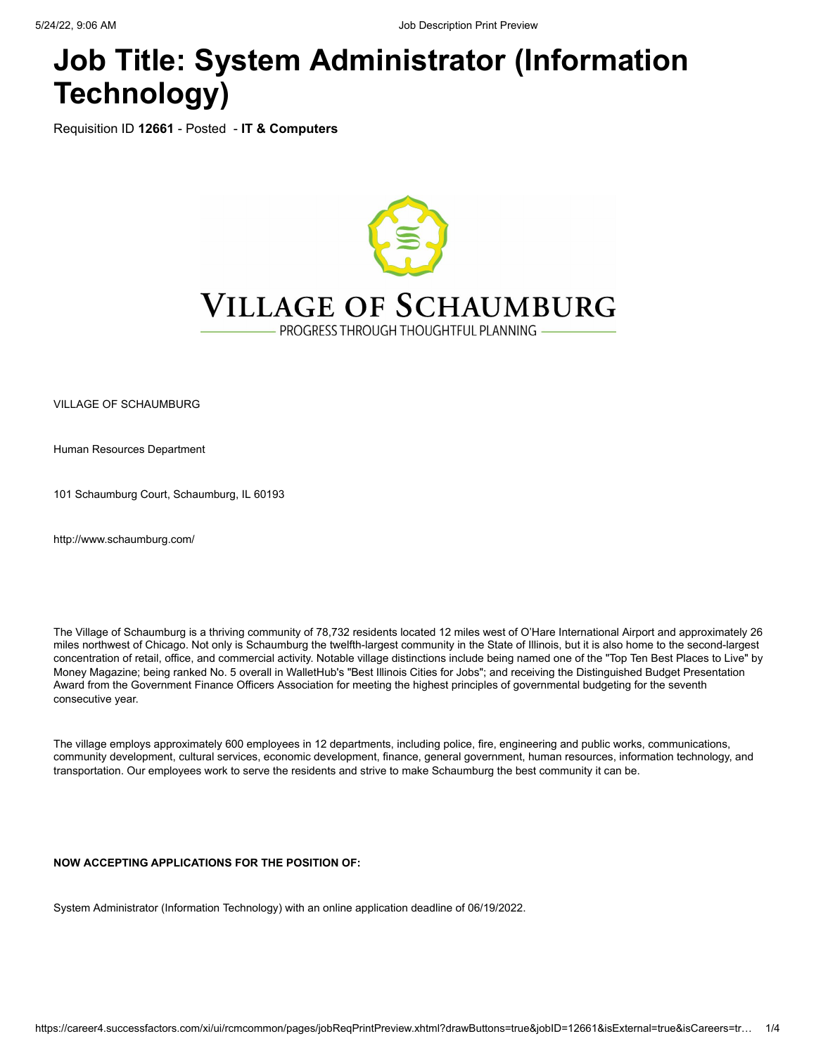# Job Title: System Administrator (Information Technology)

Requisition ID **12661** - Posted - **IT & Computers**

VILLAGE OF SCHAUMBURG

PROGRESS THROUGH THOUGHTFUL PLANNING

VILLAGE OF SCHAUMBURG

Human Resources Department

101 Schaumburg Court, Schaumburg, IL 60193

http://www.schaumburg.com/

The Village of Schaumburg is a thriving community of 78,732 residents located 12 miles west of O'Hare International Airport and approximately 26 miles northwest of Chicago. Not only is Schaumburg the twelfth-largest community in the State of Illinois, but it is also home to the second-largest concentration of retail, office, and commercial activity. Notable village distinctions include being named one of the "Top Ten Best Places to Live" by Money Magazine; being ranked No. 5 overall in WalletHub's "Best Illinois Cities for Jobs"; and receiving the Distinguished Budget Presentation Award from the Government Finance Officers Association for meeting the highest principles of governmental budgeting for the seventh consecutive year.

The village employs approximately 600 employees in 12 departments, including police, fire, engineering and public works, communications, community development, cultural services, economic development, finance, general government, human resources, information technology, and transportation. Our employees work to serve the residents and strive to make Schaumburg the best community it can be.

**NOW ACCEPTING APPLICATIONS FOR THE POSITION OF:**

System Administrator (Information Technology) with an online application deadline of 06/19/2022.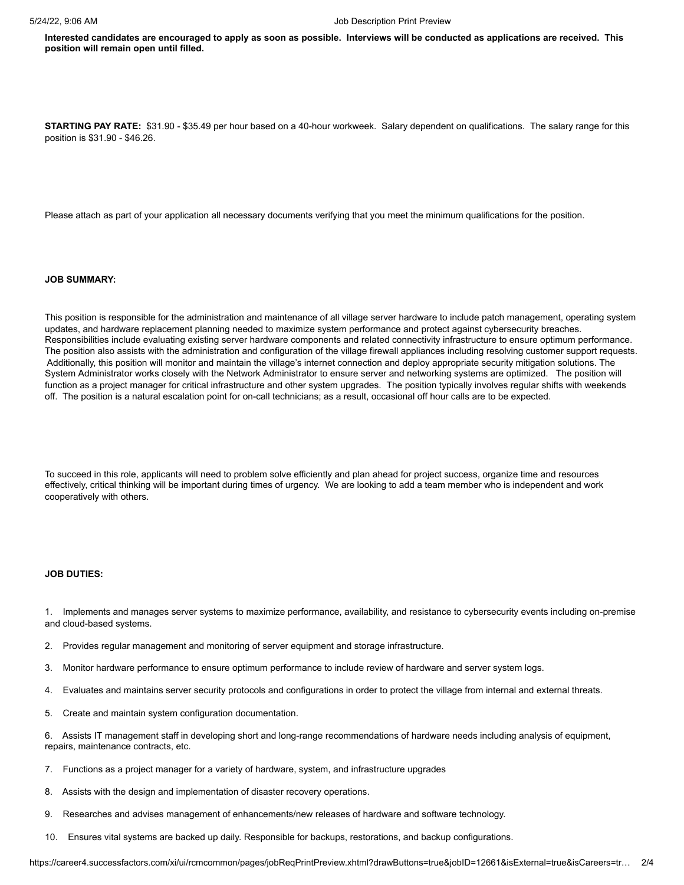**Interested candidates are encouraged to apply as soon as possible. Interviews will be conducted as applications are received. This position will remain open until filled.**

**STARTING PAY RATE:** $31.90 - $35.49 per hour based on a 40-hour workweek. Salary dependent on qualifications. The salary range for this position is $31.90 - $46.26.

Please attach as part of your application all necessary documents verifying that you meet the minimum qualifications for the position.

**JOB SUMMARY:**

This position is responsible for the administration and maintenance of all village server hardware to include patch management, operating system updates, and hardware replacement planning needed to maximize system performance and protect against cybersecurity breaches. Responsibilities include evaluating existing server hardware components and related connectivity infrastructure to ensure optimum performance. The position also assists with the administration and configuration of the village firewall appliances including resolving customer support requests. Additionally, this position will monitor and maintain the village's internet connection and deploy appropriate security mitigation solutions. The System Administrator works closely with the Network Administrator to ensure server and networking systems are optimized. The position will function as a project manager for critical infrastructure and other system upgrades. The position typically involves regular shifts with weekends off. The position is a natural escalation point for on-call technicians; as a result, occasional off hour calls are to be expected.

To succeed in this role, applicants will need to problem solve efficiently and plan ahead for project success, organize time and resources effectively, critical thinking will be important during times of urgency. We are looking to add a team member who is independent and work cooperatively with others.

**JOB DUTIES:**

1. Implements and manages server systems to maximize performance, availability, and resistance to cybersecurity events including on-premise and cloud-based systems.
2. Provides regular management and monitoring of server equipment and storage infrastructure.
3. Monitor hardware performance to ensure optimum performance to include review of hardware and server system logs.
4. Evaluates and maintains server security protocols and configurations in order to protect the village from internal and external threats.
5. Create and maintain system configuration documentation.
6. Assists IT management staff in developing short and long-range recommendations of hardware needs including analysis of equipment, repairs, maintenance contracts, etc.
7. Functions as a project manager for a variety of hardware, system, and infrastructure upgrades
8. Assists with the design and implementation of disaster recovery operations.
9. Researches and advises management of enhancements/new releases of hardware and software technology.
10. Ensures vital systems are backed up daily. Responsible for backups, restorations, and backup configurations.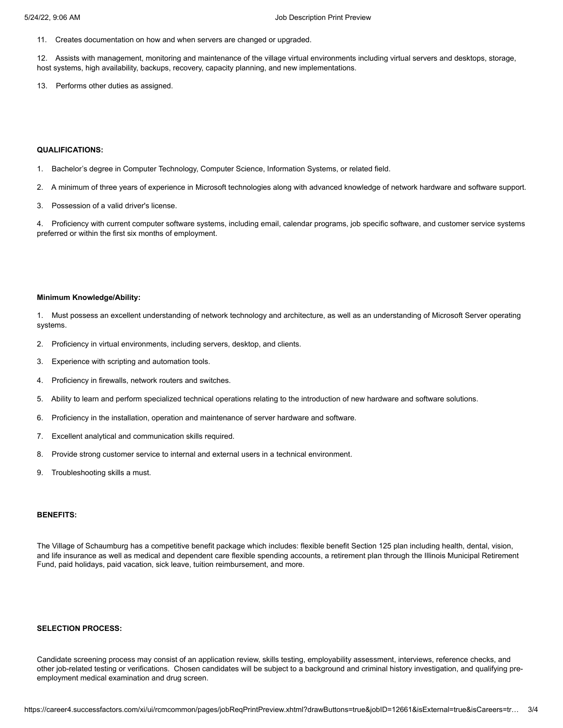11. Creates documentation on how and when servers are changed or upgraded.

12. Assists with management, monitoring and maintenance of the village virtual environments including virtual servers and desktops, storage, host systems, high availability, backups, recovery, capacity planning, and new implementations.

13. Performs other duties as assigned.

**QUALIFICATIONS:**

1. Bachelor's degree in Computer Technology, Computer Science, Information Systems, or related field.

2. A minimum of three years of experience in Microsoft technologies along with advanced knowledge of network hardware and software support.

3. Possession of a valid driver's license.

4. Proficiency with current computer software systems, including email, calendar programs, job specific software, and customer service systems preferred or within the first six months of employment.

**Minimum Knowledge/Ability:**

1. Must possess an excellent understanding of network technology and architecture, as well as an understanding of Microsoft Server operating systems.

2. Proficiency in virtual environments, including servers, desktop, and clients.

3. Experience with scripting and automation tools.

4. Proficiency in firewalls, network routers and switches.

5. Ability to learn and perform specialized technical operations relating to the introduction of new hardware and software solutions.

6. Proficiency in the installation, operation and maintenance of server hardware and software.

7. Excellent analytical and communication skills required.

8. Provide strong customer service to internal and external users in a technical environment.

9. Troubleshooting skills a must.

**BENEFITS:**

The Village of Schaumburg has a competitive benefit package which includes: flexible benefit Section 125 plan including health, dental, vision, and life insurance as well as medical and dependent care flexible spending accounts, a retirement plan through the Illinois Municipal Retirement Fund, paid holidays, paid vacation, sick leave, tuition reimbursement, and more.

**SELECTION PROCESS:**

Candidate screening process may consist of an application review, skills testing, employability assessment, interviews, reference checks, and other job-related testing or verifications. Chosen candidates will be subject to a background and criminal history investigation, and qualifying pre-employment medical examination and drug screen.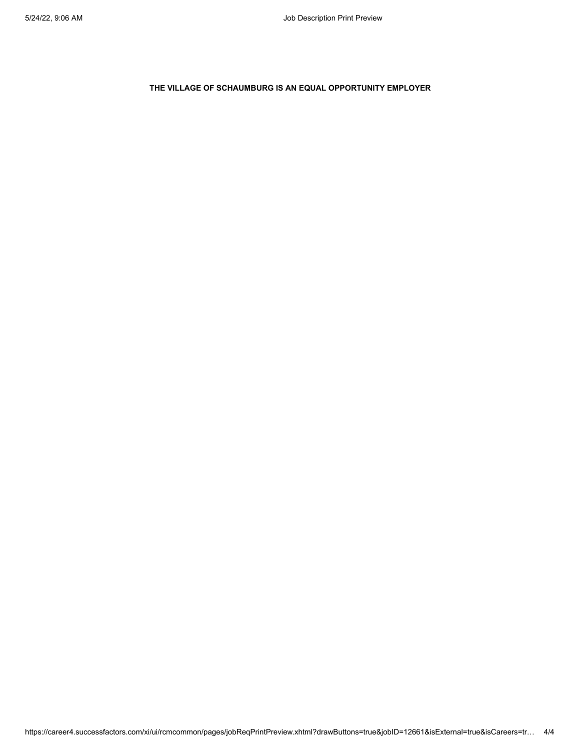**THE VILLAGE OF SCHAUMBURG IS AN EQUAL OPPORTUNITY EMPLOYER**